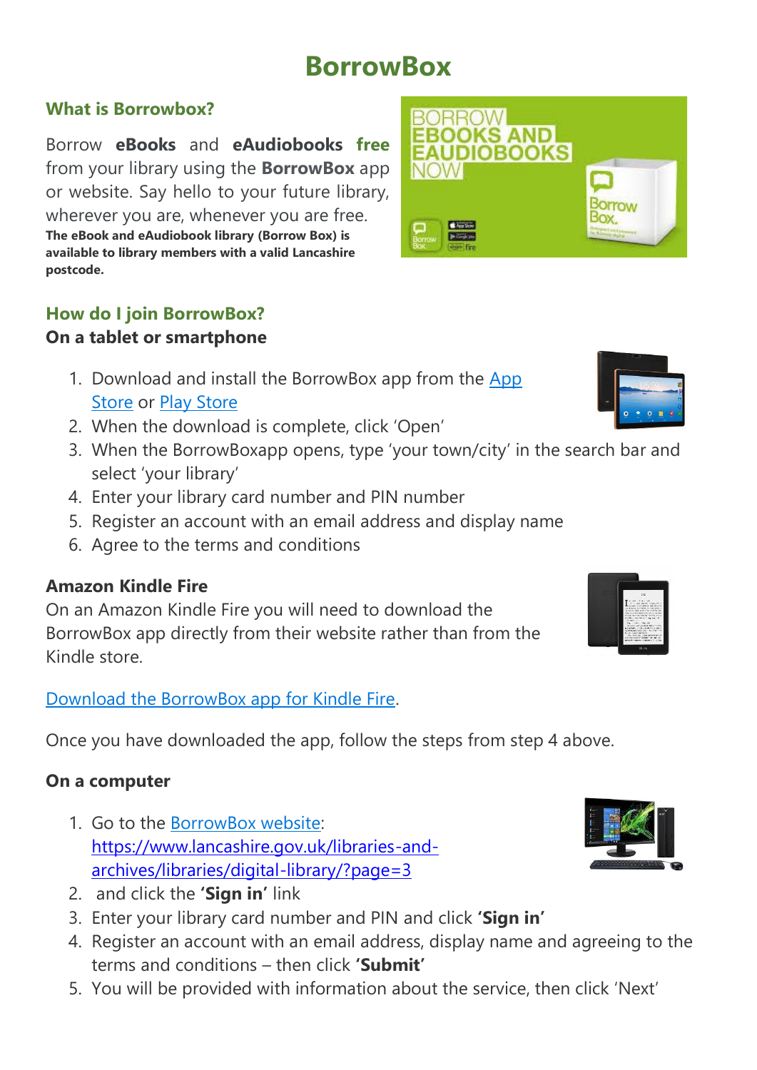# BorrowBox

## What is Borrowbox?

Borrow **eBooks** and **eAudiobooks free** from your library using the **BorrowBox** app or website. Say hello to your future library, wherever you are, whenever you are free.
**The eBook and eAudiobook library (Borrow Box) is available to library members with a valid Lancashire postcode.**

## How do I join BorrowBox?

### On a tablet or smartphone

1. Download and install the BorrowBox app from the [App Store]() or [Play Store]()
2. When the download is complete, click 'Open'
3. When the BorrowBoxapp opens, type 'your town/city' in the search bar and select 'your library'
4. Enter your library card number and PIN number
5. Register an account with an email address and display name
6. Agree to the terms and conditions

### Amazon Kindle Fire

On an Amazon Kindle Fire you will need to download the BorrowBox app directly from their website rather than from the Kindle store.

[Download the BorrowBox app for Kindle Fire]().

Once you have downloaded the app, follow the steps from step 4 above.

### On a computer

1. Go to the [BorrowBox website](): [https://www.lancashire.gov.uk/libraries-and-archives/libraries/digital-library/?page=3](https://www.lancashire.gov.uk/libraries-and-archives/libraries/digital-library/?page=3)
2. and click the **'Sign in'** link
3. Enter your library card number and PIN and click **'Sign in'**
4. Register an account with an email address, display name and agreeing to the terms and conditions – then click **'Submit'**
5. You will be provided with information about the service, then click 'Next'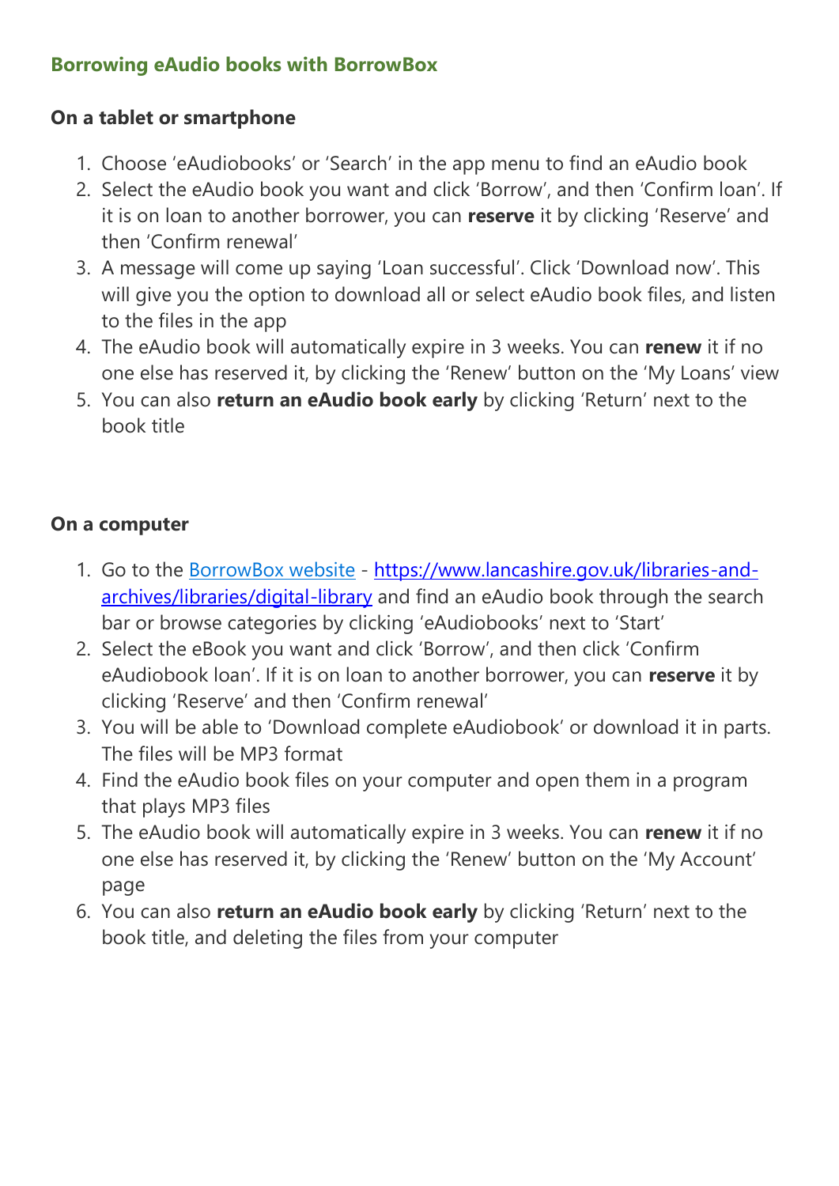## Borrowing eAudio books with BorrowBox

### On a tablet or smartphone

1. Choose 'eAudiobooks' or 'Search' in the app menu to find an eAudio book
2. Select the eAudio book you want and click 'Borrow', and then 'Confirm loan'. If it is on loan to another borrower, you can **reserve** it by clicking 'Reserve' and then 'Confirm renewal'
3. A message will come up saying 'Loan successful'. Click 'Download now'. This will give you the option to download all or select eAudio book files, and listen to the files in the app
4. The eAudio book will automatically expire in 3 weeks. You can **renew** it if no one else has reserved it, by clicking the 'Renew' button on the 'My Loans' view
5. You can also **return an eAudio book early** by clicking 'Return' next to the book title

### On a computer

1. Go to the [BorrowBox website](https://www.lancashire.gov.uk/libraries-and-archives/libraries/digital-library) - [https://www.lancashire.gov.uk/libraries-and-archives/libraries/digital-library](https://www.lancashire.gov.uk/libraries-and-archives/libraries/digital-library) and find an eAudio book through the search bar or browse categories by clicking 'eAudiobooks' next to 'Start'
2. Select the eBook you want and click 'Borrow', and then click 'Confirm eAudiobook loan'. If it is on loan to another borrower, you can **reserve** it by clicking 'Reserve' and then 'Confirm renewal'
3. You will be able to 'Download complete eAudiobook' or download it in parts. The files will be MP3 format
4. Find the eAudio book files on your computer and open them in a program that plays MP3 files
5. The eAudio book will automatically expire in 3 weeks. You can **renew** it if no one else has reserved it, by clicking the 'Renew' button on the 'My Account' page
6. You can also **return an eAudio book early** by clicking 'Return' next to the book title, and deleting the files from your computer